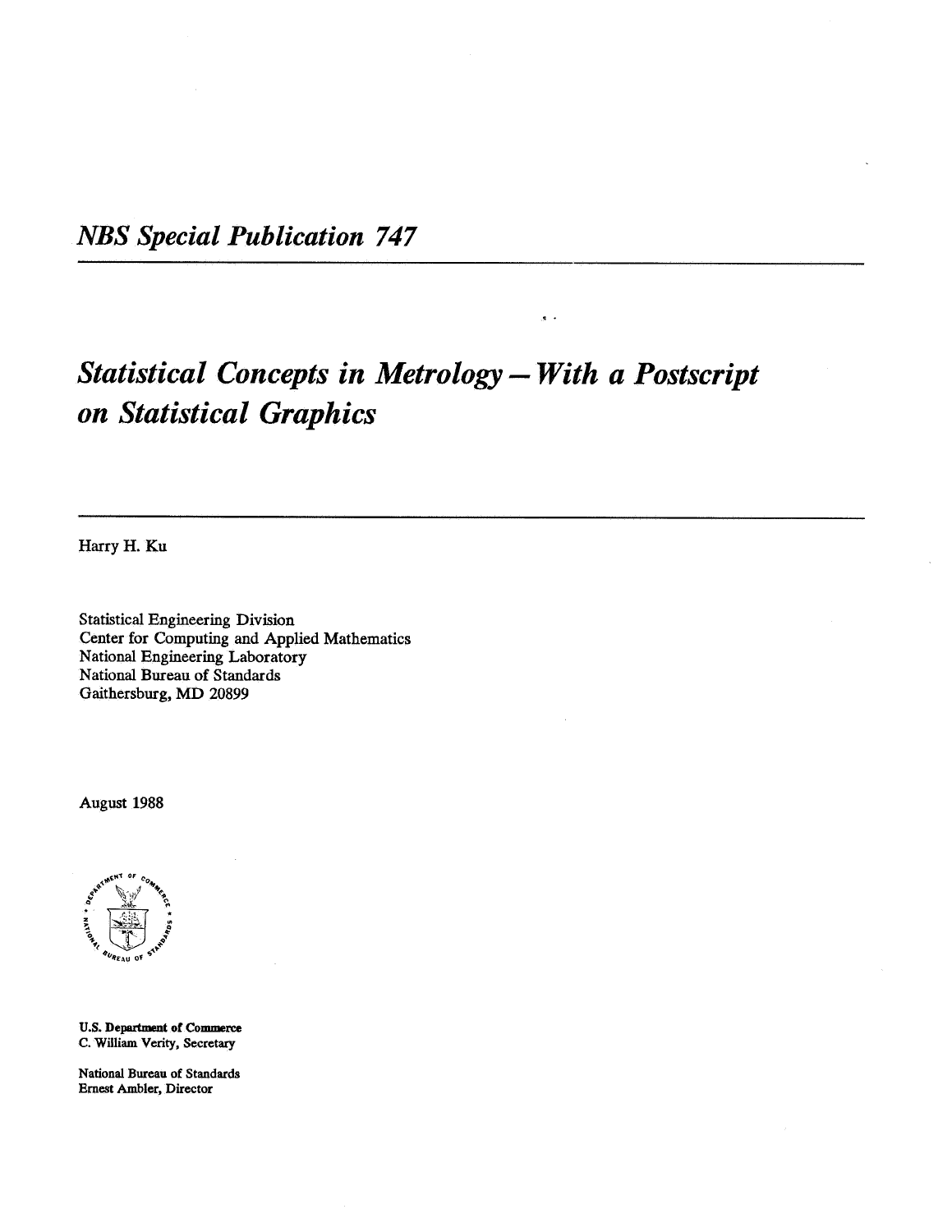*NBS Special Publication 747*

# *Statistical Concepts in Metrology — With a Postscript on Statistical Graphics*

Harry H. Ku

Statistical Engineering Division
Center for Computing and Applied Mathematics
National Engineering Laboratory
National Bureau of Standards
Gaithersburg, MD 20899

August 1988

**U.S. Department of Commerce**
**C. William Verity, Secretary**

**National Bureau of Standards**
**Ernest Ambler, Director**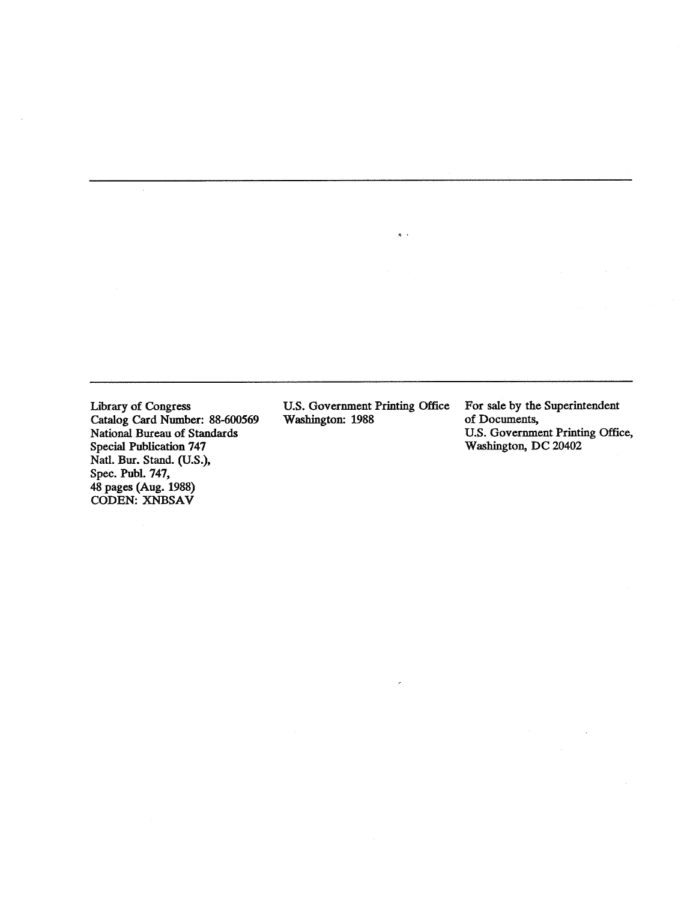Library of Congress
Catalog Card Number: 88-600569
National Bureau of Standards
Special Publication 747
Natl. Bur. Stand. (U.S.),
Spec. Publ. 747,
48 pages (Aug. 1988)
CODEN: XNBSAV

U.S. Government Printing Office
Washington: 1988

For sale by the Superintendent
of Documents,
U.S. Government Printing Office,
Washington, DC 20402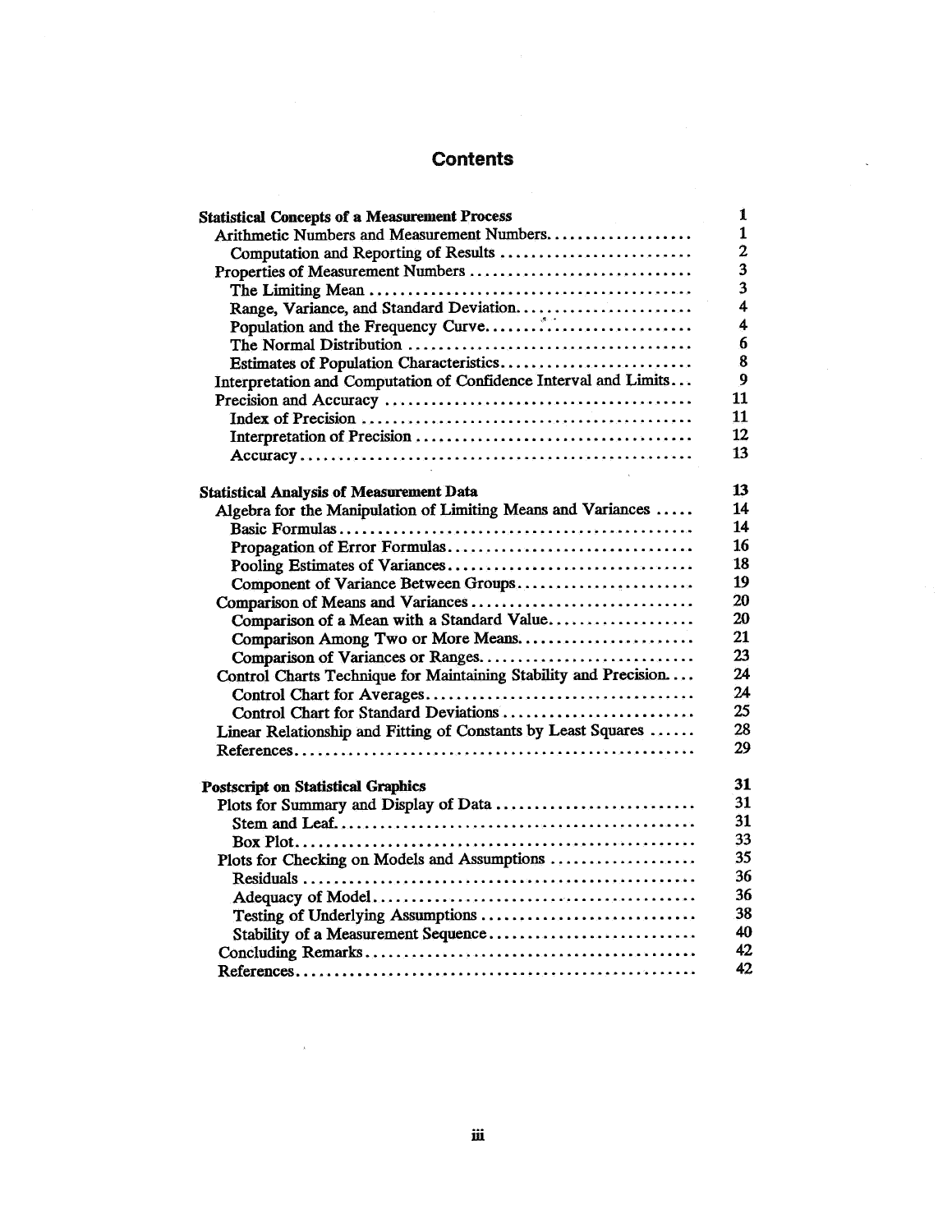# Contents

| | |
|---|---|
| **Statistical Concepts of a Measurement Process** | 1 |
| Arithmetic Numbers and Measurement Numbers | 1 |
| Computation and Reporting of Results | 2 |
| Properties of Measurement Numbers | 3 |
| The Limiting Mean | 3 |
| Range, Variance, and Standard Deviation | 4 |
| Population and the Frequency Curve | 4 |
| The Normal Distribution | 6 |
| Estimates of Population Characteristics | 8 |
| Interpretation and Computation of Confidence Interval and Limits | 9 |
| Precision and Accuracy | 11 |
| Index of Precision | 11 |
| Interpretation of Precision | 12 |
| Accuracy | 13 |
| **Statistical Analysis of Measurement Data** | 13 |
| Algebra for the Manipulation of Limiting Means and Variances | 14 |
| Basic Formulas | 14 |
| Propagation of Error Formulas | 16 |
| Pooling Estimates of Variances | 18 |
| Component of Variance Between Groups | 19 |
| Comparison of Means and Variances | 20 |
| Comparison of a Mean with a Standard Value | 20 |
| Comparison Among Two or More Means | 21 |
| Comparison of Variances or Ranges | 23 |
| Control Charts Technique for Maintaining Stability and Precision | 24 |
| Control Chart for Averages | 24 |
| Control Chart for Standard Deviations | 25 |
| Linear Relationship and Fitting of Constants by Least Squares | 28 |
| References | 29 |
| **Postscript on Statistical Graphics** | 31 |
| Plots for Summary and Display of Data | 31 |
| Stem and Leaf | 31 |
| Box Plot | 33 |
| Plots for Checking on Models and Assumptions | 35 |
| Residuals | 36 |
| Adequacy of Model | 36 |
| Testing of Underlying Assumptions | 38 |
| Stability of a Measurement Sequence | 40 |
| Concluding Remarks | 42 |
| References | 42 |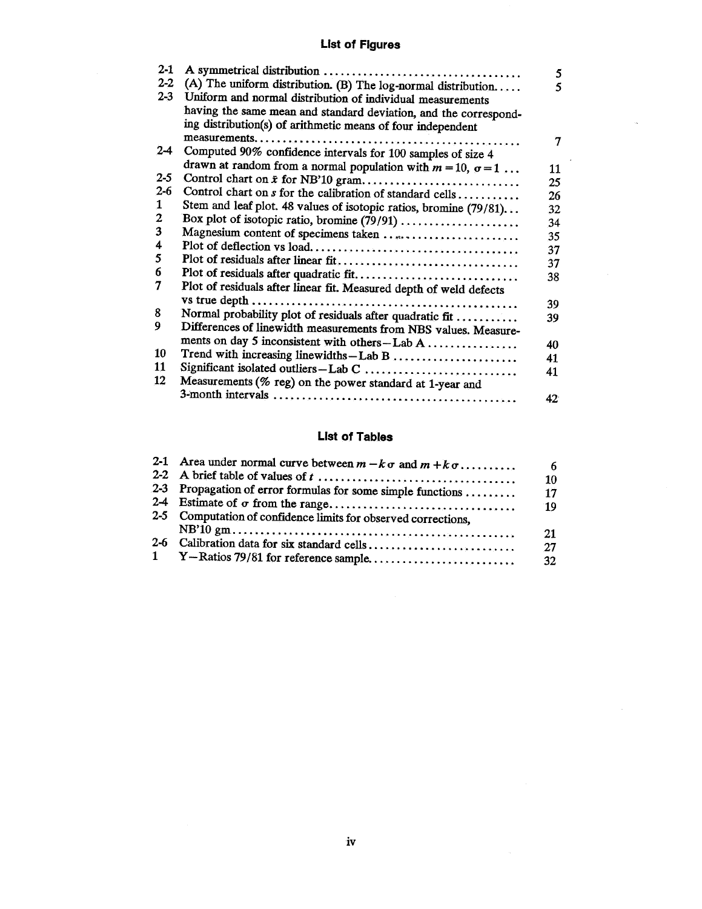## List of Figures

| | | |
|---|---|---|
| 2-1 | A symmetrical distribution | 5 |
| 2-2 | (A) The uniform distribution. (B) The log-normal distribution. | 5 |
| 2-3 | Uniform and normal distribution of individual measurements having the same mean and standard deviation, and the corresponding distribution(s) of arithmetic means of four independent measurements. | 7 |
| 2-4 | Computed 90% confidence intervals for 100 samples of size 4 drawn at random from a normal population with $m = 10$, $\sigma = 1$ | 11 |
| 2-5 | Control chart on $\bar{x}$ for NB'10 gram. | 25 |
| 2-6 | Control chart on $s$ for the calibration of standard cells | 26 |
| 1 | Stem and leaf plot. 48 values of isotopic ratios, bromine (79/81). | 32 |
| 2 | Box plot of isotopic ratio, bromine (79/91) | 34 |
| 3 | Magnesium content of specimens taken | 35 |
| 4 | Plot of deflection vs load. | 37 |
| 5 | Plot of residuals after linear fit. | 37 |
| 6 | Plot of residuals after quadratic fit. | 38 |
| 7 | Plot of residuals after linear fit. Measured depth of weld defects vs true depth | 39 |
| 8 | Normal probability plot of residuals after quadratic fit | 39 |
| 9 | Differences of linewidth measurements from NBS values. Measurements on day 5 inconsistent with others—Lab A | 40 |
| 10 | Trend with increasing linewidths—Lab B | 41 |
| 11 | Significant isolated outliers—Lab C | 41 |
| 12 | Measurements (% reg) on the power standard at 1-year and 3-month intervals | 42 |

## List of Tables

| | | |
|---|---|---|
| 2-1 | Area under normal curve between $m - k\sigma$ and $m + k\sigma$ | 6 |
| 2-2 | A brief table of values of $t$ | 10 |
| 2-3 | Propagation of error formulas for some simple functions | 17 |
| 2-4 | Estimate of $\sigma$ from the range. | 19 |
| 2-5 | Computation of confidence limits for observed corrections, NB'10 gm. | 21 |
| 2-6 | Calibration data for six standard cells | 27 |
| 1 | Y—Ratios 79/81 for reference sample. | 32 |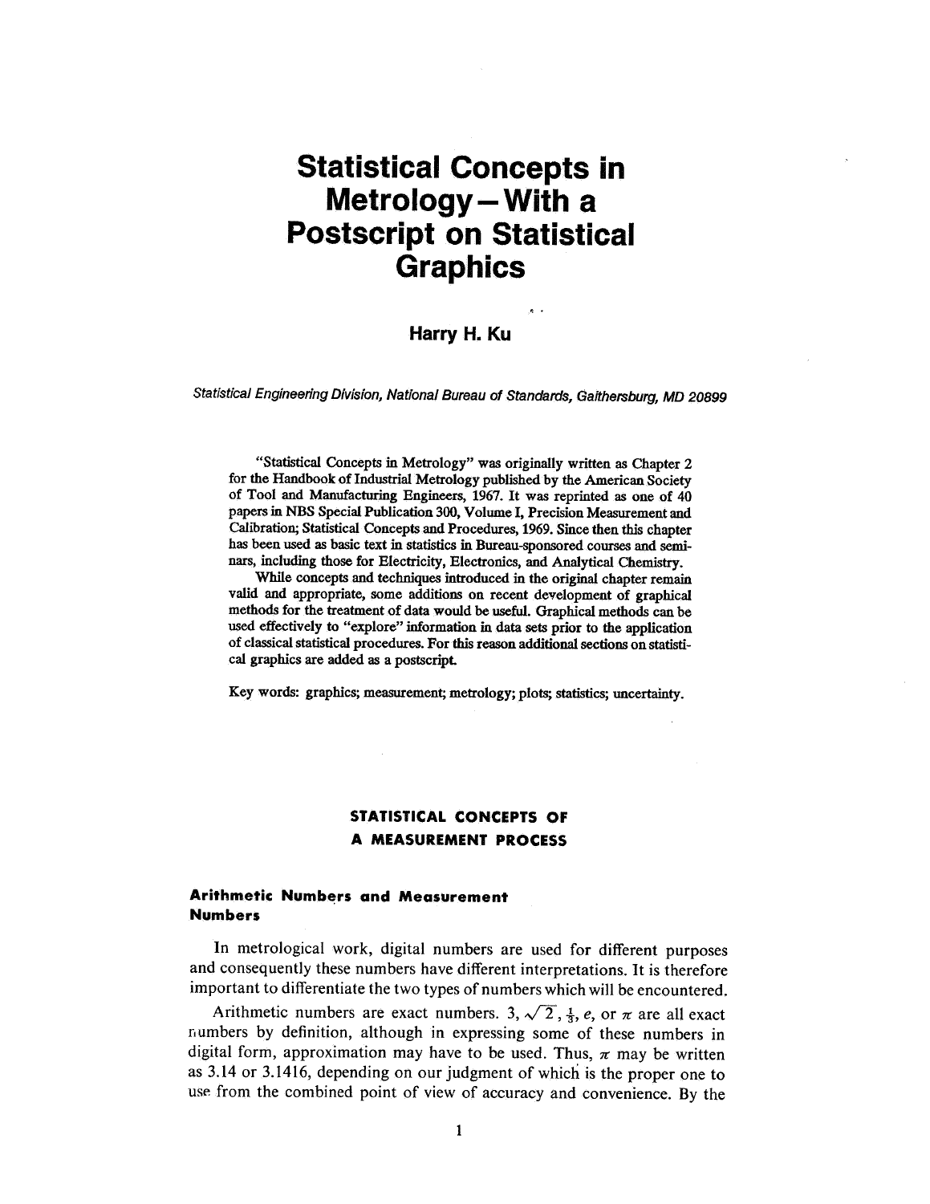# Statistical Concepts in Metrology—With a Postscript on Statistical Graphics

**Harry H. Ku**

*Statistical Engineering Division, National Bureau of Standards, Gaithersburg, MD 20899*

"Statistical Concepts in Metrology" was originally written as Chapter 2 for the Handbook of Industrial Metrology published by the American Society of Tool and Manufacturing Engineers, 1967. It was reprinted as one of 40 papers in NBS Special Publication 300, Volume I, Precision Measurement and Calibration; Statistical Concepts and Procedures, 1969. Since then this chapter has been used as basic text in statistics in Bureau-sponsored courses and seminars, including those for Electricity, Electronics, and Analytical Chemistry.

While concepts and techniques introduced in the original chapter remain valid and appropriate, some additions on recent development of graphical methods for the treatment of data would be useful. Graphical methods can be used effectively to "explore" information in data sets prior to the application of classical statistical procedures. For this reason additional sections on statistical graphics are added as a postscript.

Key words: graphics; measurement; metrology; plots; statistics; uncertainty.

## STATISTICAL CONCEPTS OF A MEASUREMENT PROCESS

### Arithmetic Numbers and Measurement Numbers

In metrological work, digital numbers are used for different purposes and consequently these numbers have different interpretations. It is therefore important to differentiate the two types of numbers which will be encountered.

Arithmetic numbers are exact numbers. 3, $\sqrt{2}$, $\frac{1}{3}$, $e$, or $\pi$ are all exact numbers by definition, although in expressing some of these numbers in digital form, approximation may have to be used. Thus, $\pi$ may be written as 3.14 or 3.1416, depending on our judgment of which is the proper one to use from the combined point of view of accuracy and convenience. By the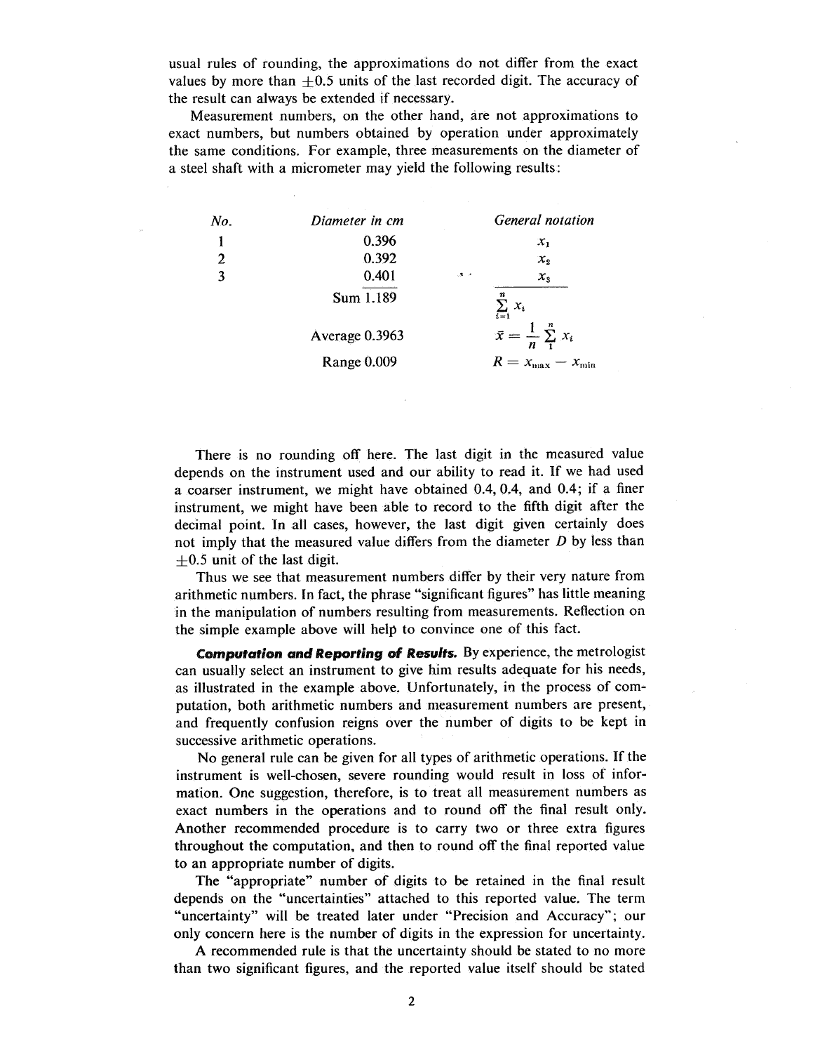usual rules of rounding, the approximations do not differ from the exact values by more than ±0.5 units of the last recorded digit. The accuracy of the result can always be extended if necessary.

Measurement numbers, on the other hand, are not approximations to exact numbers, but numbers obtained by operation under approximately the same conditions. For example, three measurements on the diameter of a steel shaft with a micrometer may yield the following results:

| *No.* | *Diameter in cm* | *General notation* |
|---|---|---|
| 1 | 0.396 | $x_1$ |
| 2 | 0.392 | $x_2$ |
| 3 | 0.401 | $x_3$ |
| | Sum 1.189 | $\sum_{i=1}^{n} x_i$ |
| | Average 0.3963 | $\bar{x} = \frac{1}{n} \sum_{1}^{n} x_i$ |
| | Range 0.009 | $R = x_{max} - x_{min}$ |

There is no rounding off here. The last digit in the measured value depends on the instrument used and our ability to read it. If we had used a coarser instrument, we might have obtained 0.4, 0.4, and 0.4; if a finer instrument, we might have been able to record to the fifth digit after the decimal point. In all cases, however, the last digit given certainly does not imply that the measured value differs from the diameter $D$ by less than ±0.5 unit of the last digit.

Thus we see that measurement numbers differ by their very nature from arithmetic numbers. In fact, the phrase "significant figures" has little meaning in the manipulation of numbers resulting from measurements. Reflection on the simple example above will help to convince one of this fact.

***Computation and Reporting of Results.*** By experience, the metrologist can usually select an instrument to give him results adequate for his needs, as illustrated in the example above. Unfortunately, in the process of computation, both arithmetic numbers and measurement numbers are present, and frequently confusion reigns over the number of digits to be kept in successive arithmetic operations.

No general rule can be given for all types of arithmetic operations. If the instrument is well-chosen, severe rounding would result in loss of information. One suggestion, therefore, is to treat all measurement numbers as exact numbers in the operations and to round off the final result only. Another recommended procedure is to carry two or three extra figures throughout the computation, and then to round off the final reported value to an appropriate number of digits.

The "appropriate" number of digits to be retained in the final result depends on the "uncertainties" attached to this reported value. The term "uncertainty" will be treated later under "Precision and Accuracy"; our only concern here is the number of digits in the expression for uncertainty.

A recommended rule is that the uncertainty should be stated to no more than two significant figures, and the reported value itself should be stated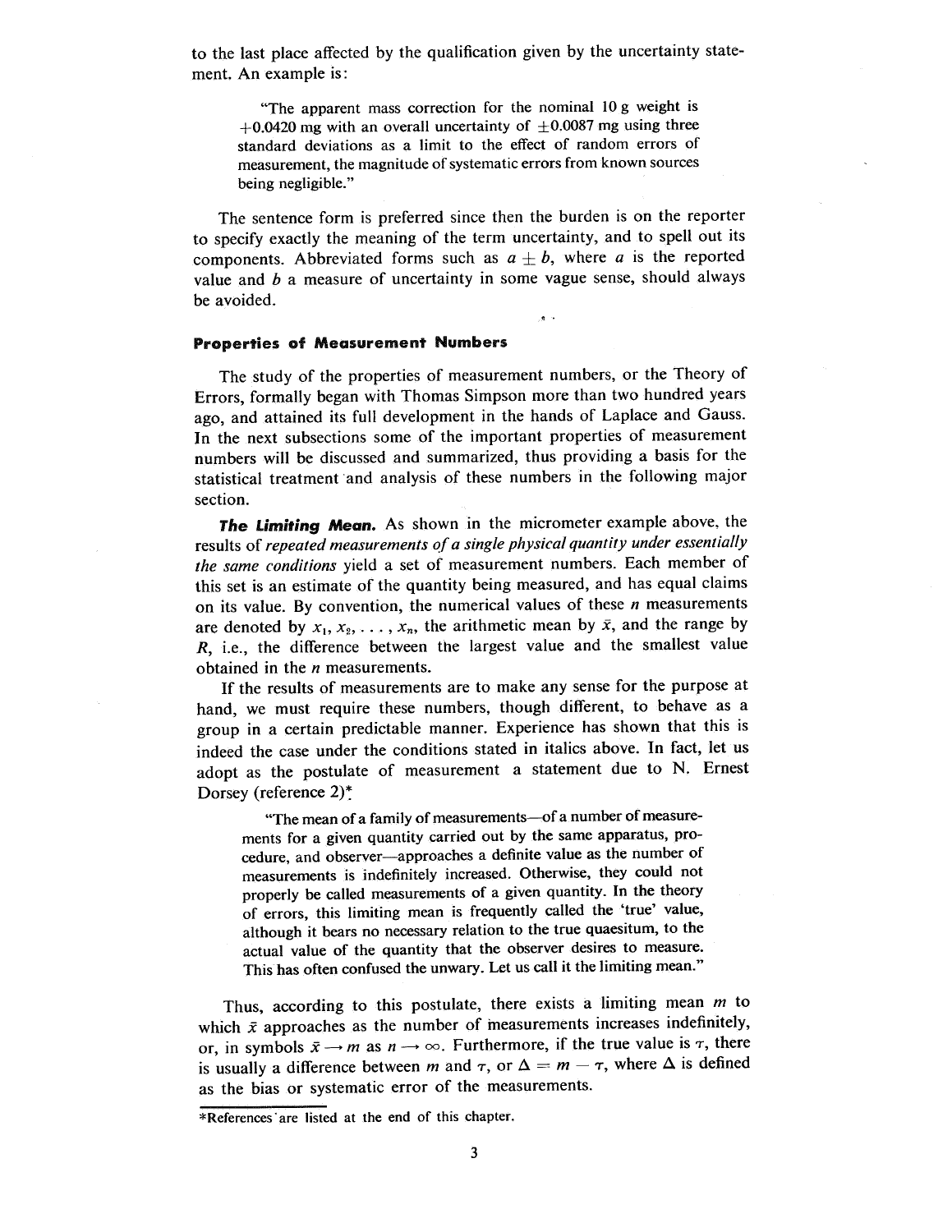to the last place affected by the qualification given by the uncertainty statement. An example is:

> "The apparent mass correction for the nominal 10 g weight is +0.0420 mg with an overall uncertainty of ±0.0087 mg using three standard deviations as a limit to the effect of random errors of measurement, the magnitude of systematic errors from known sources being negligible."

The sentence form is preferred since then the burden is on the reporter to specify exactly the meaning of the term uncertainty, and to spell out its components. Abbreviated forms such as $a \pm b$, where $a$ is the reported value and $b$ a measure of uncertainty in some vague sense, should always be avoided.

## Properties of Measurement Numbers

The study of the properties of measurement numbers, or the Theory of Errors, formally began with Thomas Simpson more than two hundred years ago, and attained its full development in the hands of Laplace and Gauss. In the next subsections some of the important properties of measurement numbers will be discussed and summarized, thus providing a basis for the statistical treatment and analysis of these numbers in the following major section.

***The Limiting Mean.*** As shown in the micrometer example above, the results of *repeated measurements of a single physical quantity under essentially the same conditions* yield a set of measurement numbers. Each member of this set is an estimate of the quantity being measured, and has equal claims on its value. By convention, the numerical values of these $n$ measurements are denoted by $x_1, x_2, \ldots, x_n$, the arithmetic mean by $\bar{x}$, and the range by $R$, i.e., the difference between the largest value and the smallest value obtained in the $n$ measurements.

If the results of measurements are to make any sense for the purpose at hand, we must require these numbers, though different, to behave as a group in a certain predictable manner. Experience has shown that this is indeed the case under the conditions stated in italics above. In fact, let us adopt as the postulate of measurement a statement due to N. Ernest Dorsey (reference 2)*

> "The mean of a family of measurements—of a number of measurements for a given quantity carried out by the same apparatus, procedure, and observer—approaches a definite value as the number of measurements is indefinitely increased. Otherwise, they could not properly be called measurements of a given quantity. In the theory of errors, this limiting mean is frequently called the 'true' value, although it bears no necessary relation to the true quaesitum, to the actual value of the quantity that the observer desires to measure. This has often confused the unwary. Let us call it the limiting mean."

Thus, according to this postulate, there exists a limiting mean $m$ to which $\bar{x}$ approaches as the number of measurements increases indefinitely, or, in symbols $\bar{x} \rightarrow m$ as $n \rightarrow \infty$. Furthermore, if the true value is $\tau$, there is usually a difference between $m$ and $\tau$, or $\Delta = m - \tau$, where $\Delta$ is defined as the bias or systematic error of the measurements.

*References are listed at the end of this chapter.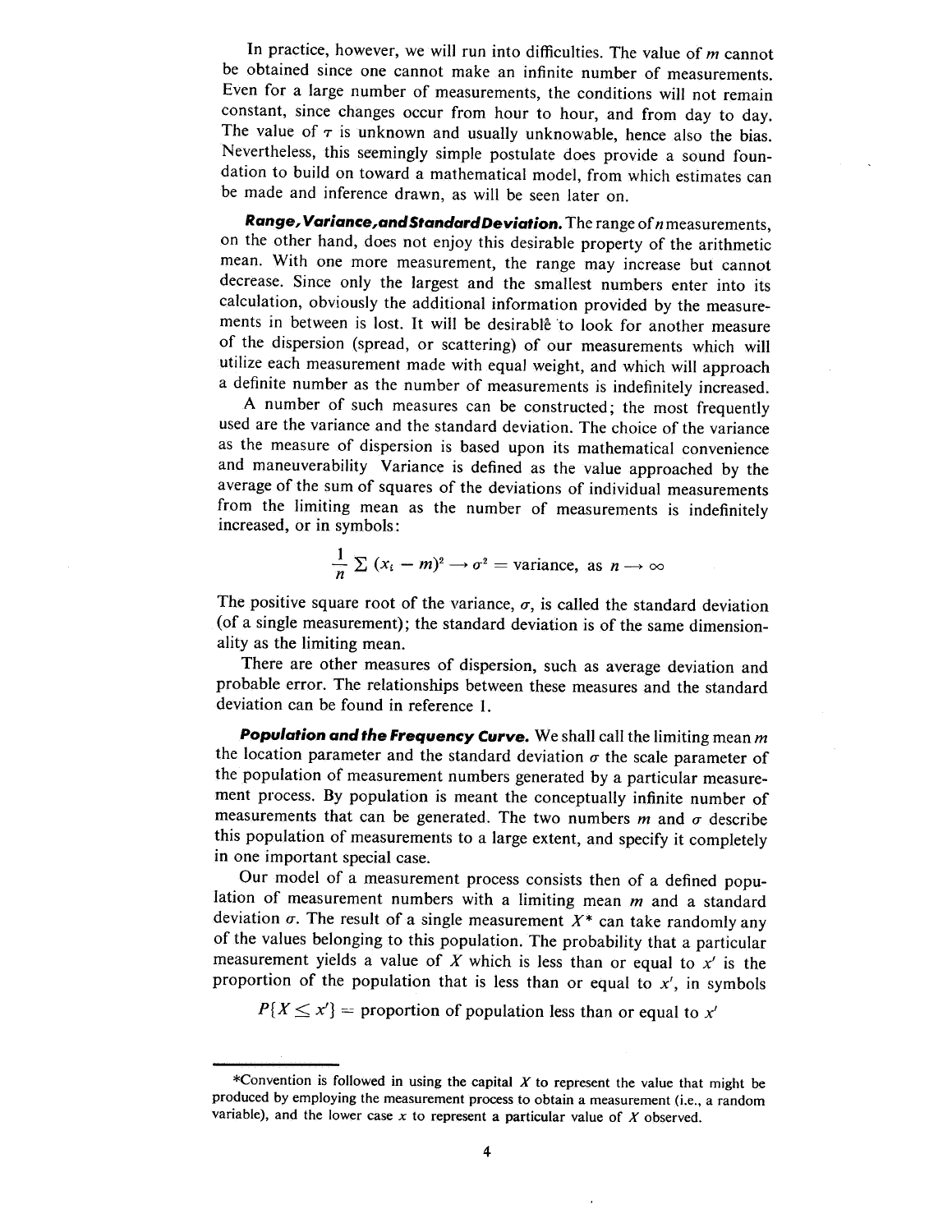In practice, however, we will run into difficulties. The value of $m$ cannot be obtained since one cannot make an infinite number of measurements. Even for a large number of measurements, the conditions will not remain constant, since changes occur from hour to hour, and from day to day. The value of $\tau$ is unknown and usually unknowable, hence also the bias. Nevertheless, this seemingly simple postulate does provide a sound foundation to build on toward a mathematical model, from which estimates can be made and inference drawn, as will be seen later on.

***Range, Variance, and Standard Deviation.*** The range of $n$ measurements, on the other hand, does not enjoy this desirable property of the arithmetic mean. With one more measurement, the range may increase but cannot decrease. Since only the largest and the smallest numbers enter into its calculation, obviously the additional information provided by the measurements in between is lost. It will be desirable to look for another measure of the dispersion (spread, or scattering) of our measurements which will utilize each measurement made with equal weight, and which will approach a definite number as the number of measurements is indefinitely increased.

A number of such measures can be constructed; the most frequently used are the variance and the standard deviation. The choice of the variance as the measure of dispersion is based upon its mathematical convenience and maneuverability Variance is defined as the value approached by the average of the sum of squares of the deviations of individual measurements from the limiting mean as the number of measurements is indefinitely increased, or in symbols:

$$\frac{1}{n} \sum (x_i - m)^2 \longrightarrow \sigma^2 = \text{variance, as } n \longrightarrow \infty$$

The positive square root of the variance, $\sigma$, is called the standard deviation (of a single measurement); the standard deviation is of the same dimensionality as the limiting mean.

There are other measures of dispersion, such as average deviation and probable error. The relationships between these measures and the standard deviation can be found in reference 1.

***Population and the Frequency Curve.*** We shall call the limiting mean $m$ the location parameter and the standard deviation $\sigma$ the scale parameter of the population of measurement numbers generated by a particular measurement process. By population is meant the conceptually infinite number of measurements that can be generated. The two numbers $m$ and $\sigma$ describe this population of measurements to a large extent, and specify it completely in one important special case.

Our model of a measurement process consists then of a defined population of measurement numbers with a limiting mean $m$ and a standard deviation $\sigma$. The result of a single measurement $X$* can take randomly any of the values belonging to this population. The probability that a particular measurement yields a value of $X$ which is less than or equal to $x'$ is the proportion of the population that is less than or equal to $x'$, in symbols

$$P\{X \leq x'\} = \text{proportion of population less than or equal to } x'$$

---

*Convention is followed in using the capital $X$ to represent the value that might be produced by employing the measurement process to obtain a measurement (i.e., a random variable), and the lower case $x$ to represent a particular value of $X$ observed.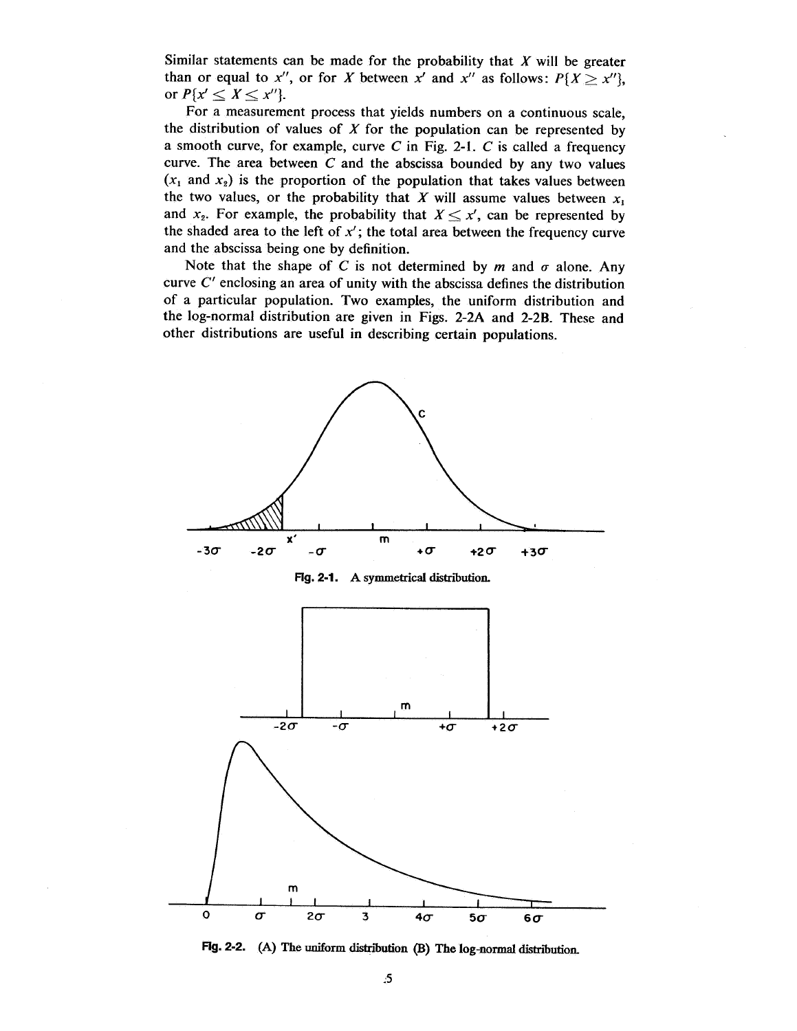Similar statements can be made for the probability that $X$ will be greater than or equal to $x''$, or for $X$ between $x'$ and $x''$ as follows: $P\{X \geq x''\}$, or $P\{x' \leq X \leq x''\}$.

For a measurement process that yields numbers on a continuous scale, the distribution of values of $X$ for the population can be represented by a smooth curve, for example, curve $C$ in Fig. 2-1. $C$ is called a frequency curve. The area between $C$ and the abscissa bounded by any two values ($x_1$ and $x_2$) is the proportion of the population that takes values between the two values, or the probability that $X$ will assume values between $x_1$ and $x_2$. For example, the probability that $X \leq x'$, can be represented by the shaded area to the left of $x'$; the total area between the frequency curve and the abscissa being one by definition.

Note that the shape of $C$ is not determined by $m$ and $\sigma$ alone. Any curve $C'$ enclosing an area of unity with the abscissa defines the distribution of a particular population. Two examples, the uniform distribution and the log-normal distribution are given in Figs. 2-2A and 2-2B. These and other distributions are useful in describing certain populations.

Fig. 2-1. A symmetrical distribution.

Fig. 2-2. (A) The uniform distribution (B) The log-normal distribution.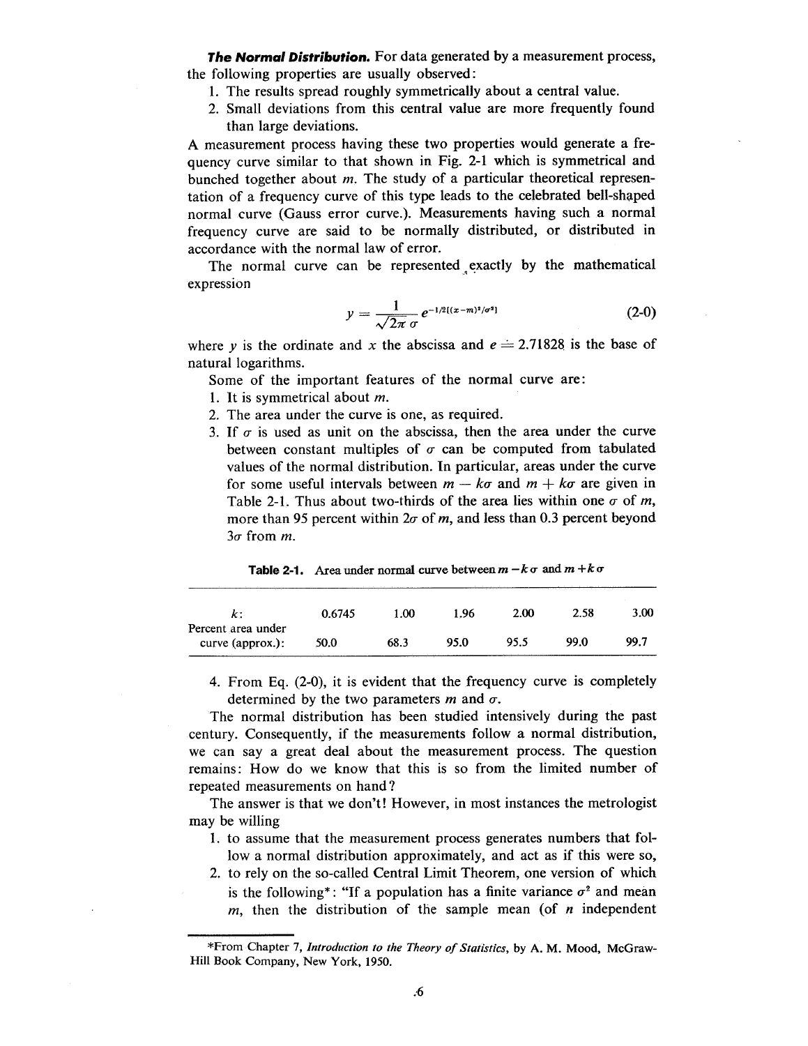***The Normal Distribution.*** For data generated by a measurement process, the following properties are usually observed:

1. The results spread roughly symmetrically about a central value.
2. Small deviations from this central value are more frequently found than large deviations.

A measurement process having these two properties would generate a frequency curve similar to that shown in Fig. 2-1 which is symmetrical and bunched together about $m$. The study of a particular theoretical representation of a frequency curve of this type leads to the celebrated bell-shaped normal curve (Gauss error curve.). Measurements having such a normal frequency curve are said to be normally distributed, or distributed in accordance with the normal law of error.

The normal curve can be represented exactly by the mathematical expression

$$y = \frac{1}{\sqrt{2\pi}\,\sigma} e^{-1/2[(x-m)^2/\sigma^2]} \tag{2-0}$$

where $y$ is the ordinate and $x$ the abscissa and $e \doteq 2.71828$ is the base of natural logarithms.

Some of the important features of the normal curve are:

1. It is symmetrical about $m$.
2. The area under the curve is one, as required.
3. If $\sigma$ is used as unit on the abscissa, then the area under the curve between constant multiples of $\sigma$ can be computed from tabulated values of the normal distribution. In particular, areas under the curve for some useful intervals between $m - k\sigma$ and $m + k\sigma$ are given in Table 2-1. Thus about two-thirds of the area lies within one $\sigma$ of $m$, more than 95 percent within $2\sigma$ of $m$, and less than 0.3 percent beyond $3\sigma$ from $m$.

**Table 2-1.** Area under normal curve between $m - k\sigma$ and $m + k\sigma$

| $k$: | 0.6745 | 1.00 | 1.96 | 2.00 | 2.58 | 3.00 |
|---|---|---|---|---|---|---|
| Percent area under curve (approx.): | 50.0 | 68.3 | 95.0 | 95.5 | 99.0 | 99.7 |

4. From Eq. (2-0), it is evident that the frequency curve is completely determined by the two parameters $m$ and $\sigma$.

The normal distribution has been studied intensively during the past century. Consequently, if the measurements follow a normal distribution, we can say a great deal about the measurement process. The question remains: How do we know that this is so from the limited number of repeated measurements on hand?

The answer is that we don't! However, in most instances the metrologist may be willing

1. to assume that the measurement process generates numbers that follow a normal distribution approximately, and act as if this were so,
2. to rely on the so-called Central Limit Theorem, one version of which is the following*: "If a population has a finite variance $\sigma^2$ and mean $m$, then the distribution of the sample mean (of $n$ independent

*From Chapter 7, *Introduction to the Theory of Statistics*, by A. M. Mood, McGraw-Hill Book Company, New York, 1950.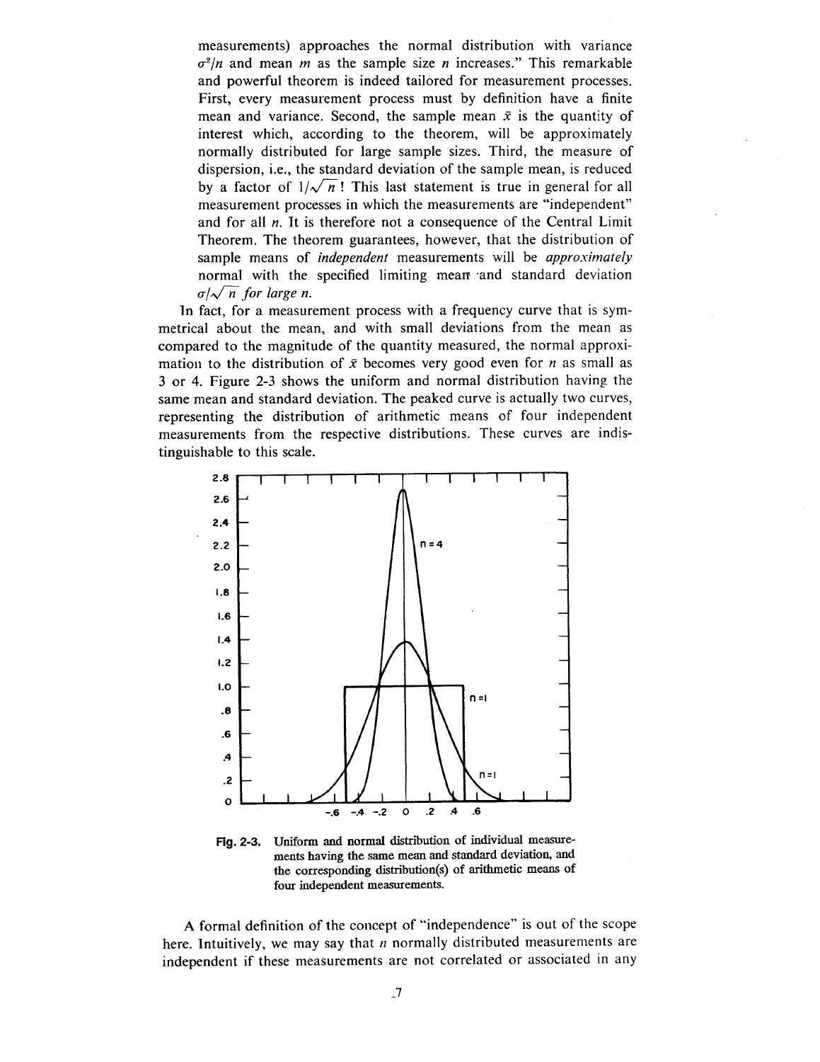measurements) approaches the normal distribution with variance $\sigma^2/n$ and mean $m$ as the sample size $n$ increases." This remarkable and powerful theorem is indeed tailored for measurement processes. First, every measurement process must by definition have a finite mean and variance. Second, the sample mean $\bar{x}$ is the quantity of interest which, according to the theorem, will be approximately normally distributed for large sample sizes. Third, the measure of dispersion, i.e., the standard deviation of the sample mean, is reduced by a factor of $1/\sqrt{n}$ ! This last statement is true in general for all measurement processes in which the measurements are "independent" and for all $n$. It is therefore not a consequence of the Central Limit Theorem. The theorem guarantees, however, that the distribution of sample means of *independent* measurements will be *approximately* normal with the specified limiting mean and standard deviation $\sigma/\sqrt{n}$ *for large n.*

In fact, for a measurement process with a frequency curve that is symmetrical about the mean, and with small deviations from the mean as compared to the magnitude of the quantity measured, the normal approximation to the distribution of $\bar{x}$ becomes very good even for $n$ as small as 3 or 4. Figure 2-3 shows the uniform and normal distribution having the same mean and standard deviation. The peaked curve is actually two curves, representing the distribution of arithmetic means of four independent measurements from the respective distributions. These curves are indistinguishable to this scale.

**Fig. 2-3.** Uniform and normal distribution of individual measurements having the same mean and standard deviation, and the corresponding distribution(s) of arithmetic means of four independent measurements.

A formal definition of the concept of "independence" is out of the scope here. Intuitively, we may say that $n$ normally distributed measurements are independent if these measurements are not correlated or associated in any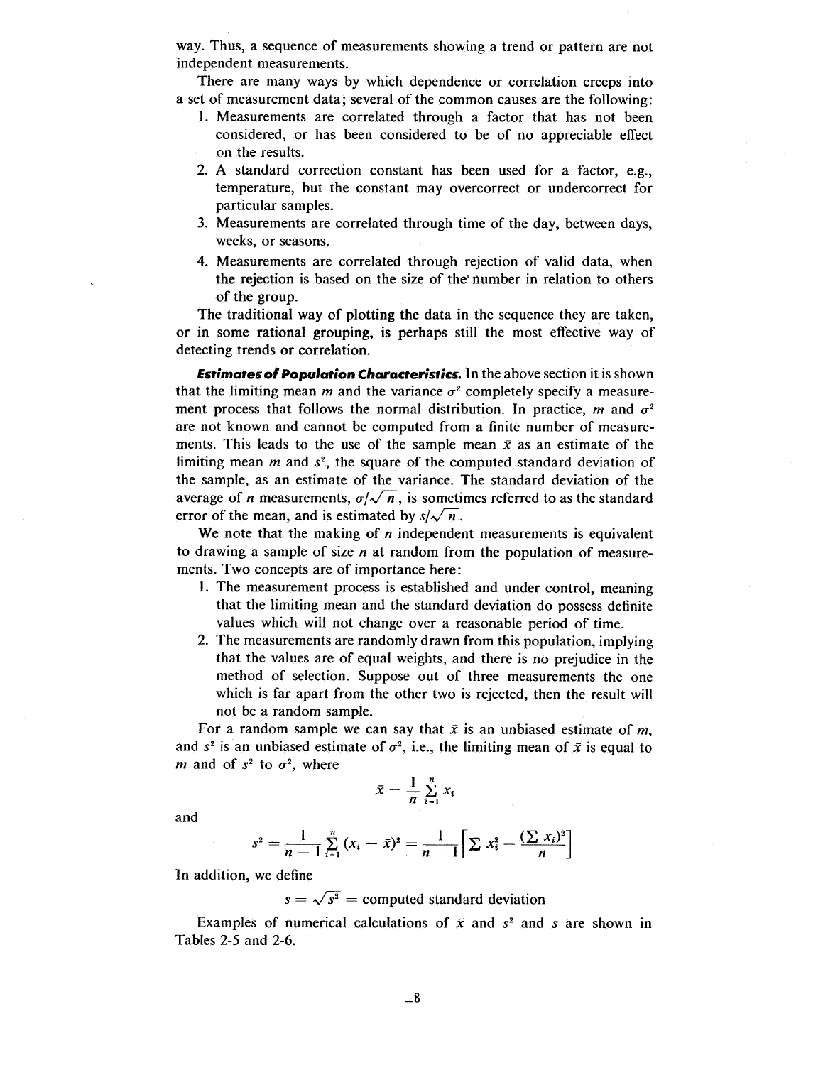way. Thus, a sequence of measurements showing a trend or pattern are not independent measurements.

There are many ways by which dependence or correlation creeps into a set of measurement data; several of the common causes are the following:

1. Measurements are correlated through a factor that has not been considered, or has been considered to be of no appreciable effect on the results.
2. A standard correction constant has been used for a factor, e.g., temperature, but the constant may overcorrect or undercorrect for particular samples.
3. Measurements are correlated through time of the day, between days, weeks, or seasons.
4. Measurements are correlated through rejection of valid data, when the rejection is based on the size of the number in relation to others of the group.

The traditional way of plotting the data in the sequence they are taken, or in some rational grouping, is perhaps still the most effective way of detecting trends or correlation.

***Estimates of Population Characteristics.*** In the above section it is shown that the limiting mean $m$ and the variance $\sigma^2$ completely specify a measurement process that follows the normal distribution. In practice, $m$ and $\sigma^2$ are not known and cannot be computed from a finite number of measurements. This leads to the use of the sample mean $\bar{x}$ as an estimate of the limiting mean $m$ and $s^2$, the square of the computed standard deviation of the sample, as an estimate of the variance. The standard deviation of the average of $n$ measurements, $\sigma/\sqrt{n}$, is sometimes referred to as the standard error of the mean, and is estimated by $s/\sqrt{n}$.

We note that the making of $n$ independent measurements is equivalent to drawing a sample of size $n$ at random from the population of measurements. Two concepts are of importance here:

1. The measurement process is established and under control, meaning that the limiting mean and the standard deviation do possess definite values which will not change over a reasonable period of time.
2. The measurements are randomly drawn from this population, implying that the values are of equal weights, and there is no prejudice in the method of selection. Suppose out of three measurements the one which is far apart from the other two is rejected, then the result will not be a random sample.

For a random sample we can say that $\bar{x}$ is an unbiased estimate of $m$, and $s^2$ is an unbiased estimate of $\sigma^2$, i.e., the limiting mean of $\bar{x}$ is equal to $m$ and of $s^2$ to $\sigma^2$, where

$$\bar{x} = \frac{1}{n}\sum_{i=1}^{n} x_i$$

and

$$s^2 = \frac{1}{n-1}\sum_{i=1}^{n}(x_i - \bar{x})^2 = \frac{1}{n-1}\left[\sum x_i^2 - \frac{(\sum x_i)^2}{n}\right]$$

In addition, we define

$$s = \sqrt{s^2} = \text{computed standard deviation}$$

Examples of numerical calculations of $\bar{x}$ and $s^2$ and $s$ are shown in Tables 2-5 and 2-6.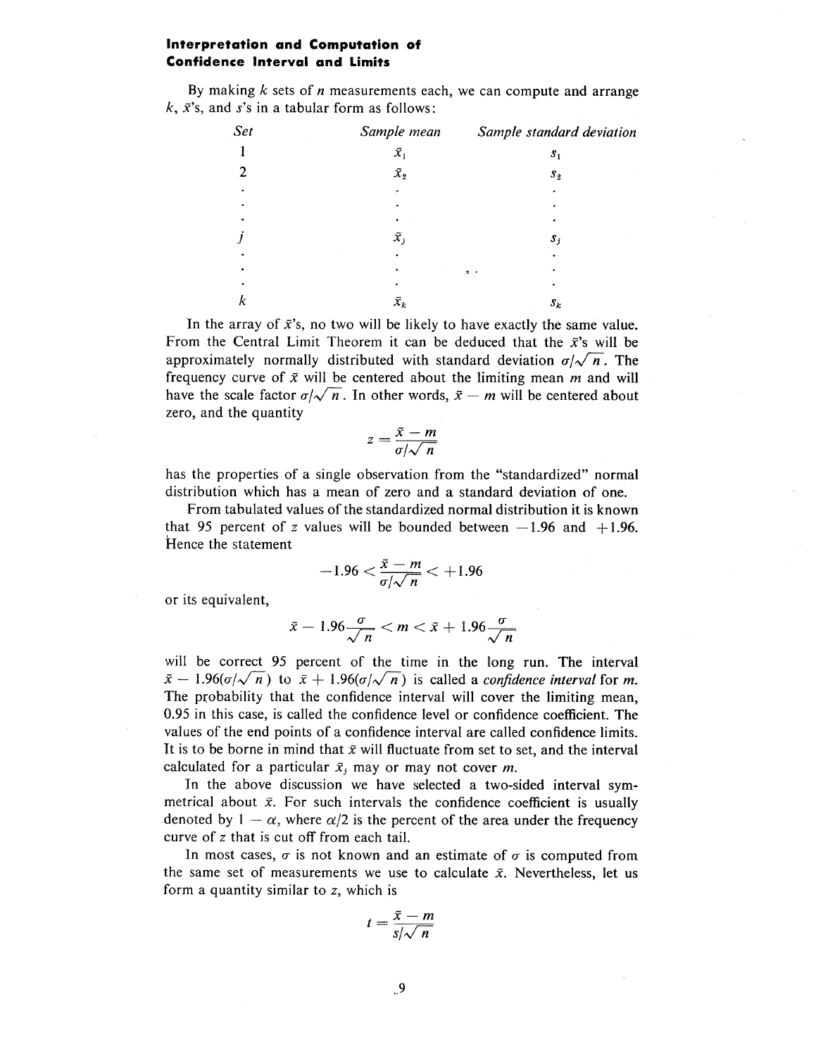### Interpretation and Computation of Confidence Interval and Limits

By making $k$ sets of $n$ measurements each, we can compute and arrange $k$, $\bar{x}$'s, and $s$'s in a tabular form as follows:

| *Set* | *Sample mean* | *Sample standard deviation* |
|---|---|---|
| 1 | $\bar{x}_1$ | $s_1$ |
| 2 | $\bar{x}_2$ | $s_2$ |
| . | . | . |
| . | . | . |
| . | . | . |
| $j$ | $\bar{x}_j$ | $s_j$ |
| . | . | . |
| . | . | . |
| . | . | . |
| $k$ | $\bar{x}_k$ | $s_k$ |

In the array of $\bar{x}$'s, no two will be likely to have exactly the same value. From the Central Limit Theorem it can be deduced that the $\bar{x}$'s will be approximately normally distributed with standard deviation $\sigma/\sqrt{n}$. The frequency curve of $\bar{x}$ will be centered about the limiting mean $m$ and will have the scale factor $\sigma/\sqrt{n}$. In other words, $\bar{x} - m$ will be centered about zero, and the quantity

$$z = \frac{\bar{x} - m}{\sigma/\sqrt{n}}$$

has the properties of a single observation from the "standardized" normal distribution which has a mean of zero and a standard deviation of one.

From tabulated values of the standardized normal distribution it is known that 95 percent of $z$ values will be bounded between $-1.96$ and $+1.96$. Hence the statement

$$-1.96 < \frac{\bar{x} - m}{\sigma/\sqrt{n}} < +1.96$$

or its equivalent,

$$\bar{x} - 1.96\frac{\sigma}{\sqrt{n}} < m < \bar{x} + 1.96\frac{\sigma}{\sqrt{n}}$$

will be correct 95 percent of the time in the long run. The interval $\bar{x} - 1.96(\sigma/\sqrt{n})$ to $\bar{x} + 1.96(\sigma/\sqrt{n})$ is called a *confidence interval* for $m$. The probability that the confidence interval will cover the limiting mean, 0.95 in this case, is called the confidence level or confidence coefficient. The values of the end points of a confidence interval are called confidence limits. It is to be borne in mind that $\bar{x}$ will fluctuate from set to set, and the interval calculated for a particular $\bar{x}_j$ may or may not cover $m$.

In the above discussion we have selected a two-sided interval symmetrical about $\bar{x}$. For such intervals the confidence coefficient is usually denoted by $1 - \alpha$, where $\alpha/2$ is the percent of the area under the frequency curve of $z$ that is cut off from each tail.

In most cases, $\sigma$ is not known and an estimate of $\sigma$ is computed from the same set of measurements we use to calculate $\bar{x}$. Nevertheless, let us form a quantity similar to $z$, which is

$$t = \frac{\bar{x} - m}{s/\sqrt{n}}$$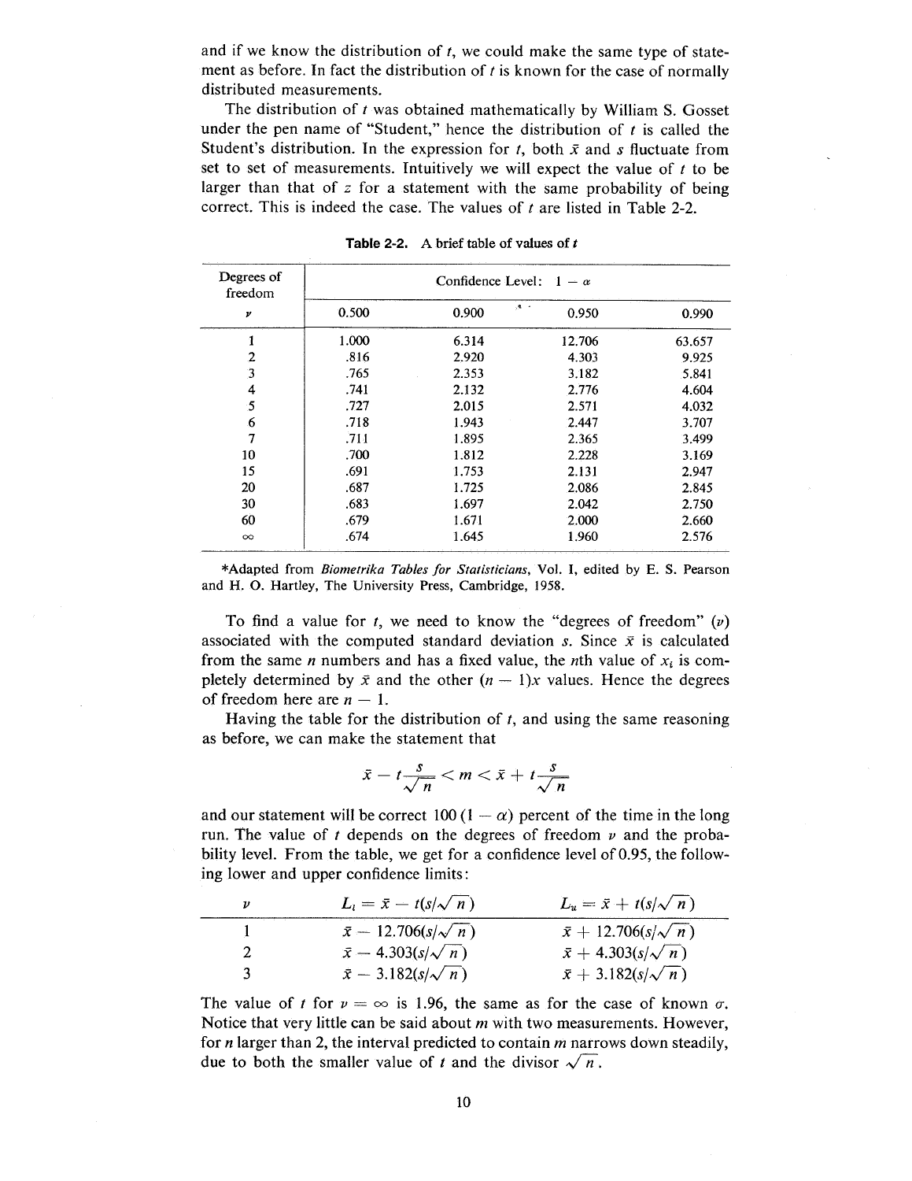and if we know the distribution of $t$, we could make the same type of statement as before. In fact the distribution of $t$ is known for the case of normally distributed measurements.

The distribution of $t$ was obtained mathematically by William S. Gosset under the pen name of "Student," hence the distribution of $t$ is called the Student's distribution. In the expression for $t$, both $\bar{x}$ and $s$ fluctuate from set to set of measurements. Intuitively we will expect the value of $t$ to be larger than that of $z$ for a statement with the same probability of being correct. This is indeed the case. The values of $t$ are listed in Table 2-2.

**Table 2-2.** A brief table of values of $t$

| Degrees of freedom | Confidence Level: $1 - \alpha$ | | | |
|---|---|---|---|---|
| $\nu$ | 0.500 | 0.900 | 0.950 | 0.990 |
| 1 | 1.000 | 6.314 | 12.706 | 63.657 |
| 2 | .816 | 2.920 | 4.303 | 9.925 |
| 3 | .765 | 2.353 | 3.182 | 5.841 |
| 4 | .741 | 2.132 | 2.776 | 4.604 |
| 5 | .727 | 2.015 | 2.571 | 4.032 |
| 6 | .718 | 1.943 | 2.447 | 3.707 |
| 7 | .711 | 1.895 | 2.365 | 3.499 |
| 10 | .700 | 1.812 | 2.228 | 3.169 |
| 15 | .691 | 1.753 | 2.131 | 2.947 |
| 20 | .687 | 1.725 | 2.086 | 2.845 |
| 30 | .683 | 1.697 | 2.042 | 2.750 |
| 60 | .679 | 1.671 | 2.000 | 2.660 |
| $\infty$ | .674 | 1.645 | 1.960 | 2.576 |

*Adapted from *Biometrika Tables for Statisticians*, Vol. I, edited by E. S. Pearson and H. O. Hartley, The University Press, Cambridge, 1958.

To find a value for $t$, we need to know the "degrees of freedom" ($\nu$) associated with the computed standard deviation $s$. Since $\bar{x}$ is calculated from the same $n$ numbers and has a fixed value, the $n$th value of $x_i$ is completely determined by $\bar{x}$ and the other $(n - 1)x$ values. Hence the degrees of freedom here are $n - 1$.

Having the table for the distribution of $t$, and using the same reasoning as before, we can make the statement that

$$\bar{x} - t\frac{s}{\sqrt{n}} < m < \bar{x} + t\frac{s}{\sqrt{n}}$$

and our statement will be correct $100(1 - \alpha)$ percent of the time in the long run. The value of $t$ depends on the degrees of freedom $\nu$ and the probability level. From the table, we get for a confidence level of 0.95, the following lower and upper confidence limits:

| $\nu$ | $L_l = \bar{x} - t(s/\sqrt{n})$ | $L_u = \bar{x} + t(s/\sqrt{n})$ |
|---|---|---|
| 1 | $\bar{x} - 12.706(s/\sqrt{n})$ | $\bar{x} + 12.706(s/\sqrt{n})$ |
| 2 | $\bar{x} - 4.303(s/\sqrt{n})$ | $\bar{x} + 4.303(s/\sqrt{n})$ |
| 3 | $\bar{x} - 3.182(s/\sqrt{n})$ | $\bar{x} + 3.182(s/\sqrt{n})$ |

The value of $t$ for $\nu = \infty$ is 1.96, the same as for the case of known $\sigma$. Notice that very little can be said about $m$ with two measurements. However, for $n$ larger than 2, the interval predicted to contain $m$ narrows down steadily, due to both the smaller value of $t$ and the divisor $\sqrt{n}$.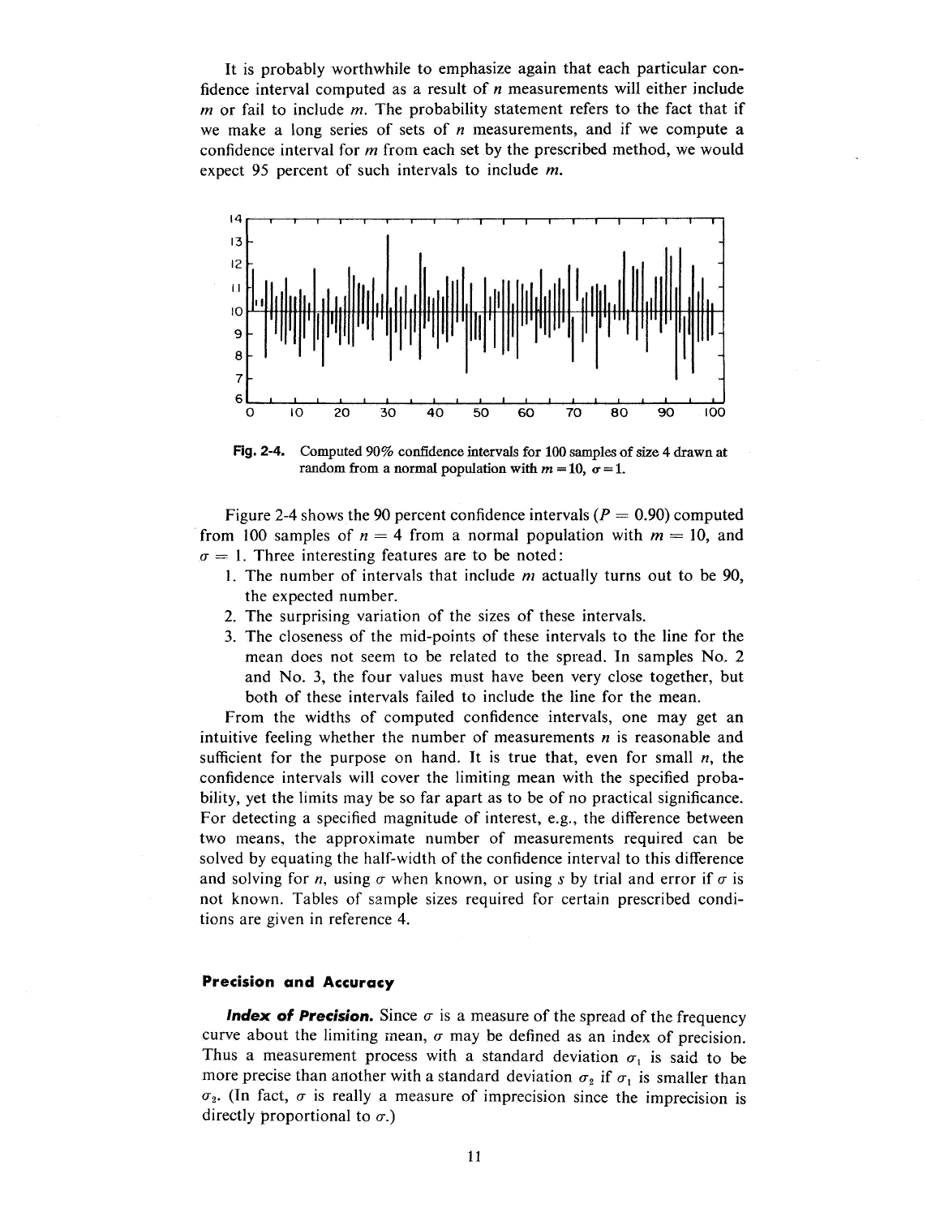It is probably worthwhile to emphasize again that each particular confidence interval computed as a result of $n$ measurements will either include $m$ or fail to include $m$. The probability statement refers to the fact that if we make a long series of sets of $n$ measurements, and if we compute a confidence interval for $m$ from each set by the prescribed method, we would expect 95 percent of such intervals to include $m$.

**Fig. 2-4.** Computed 90% confidence intervals for 100 samples of size 4 drawn at random from a normal population with $m = 10$, $\sigma = 1$.

Figure 2-4 shows the 90 percent confidence intervals ($P = 0.90$) computed from 100 samples of $n = 4$ from a normal population with $m = 10$, and $\sigma = 1$. Three interesting features are to be noted:

1. The number of intervals that include $m$ actually turns out to be 90, the expected number.
2. The surprising variation of the sizes of these intervals.
3. The closeness of the mid-points of these intervals to the line for the mean does not seem to be related to the spread. In samples No. 2 and No. 3, the four values must have been very close together, but both of these intervals failed to include the line for the mean.

From the widths of computed confidence intervals, one may get an intuitive feeling whether the number of measurements $n$ is reasonable and sufficient for the purpose on hand. It is true that, even for small $n$, the confidence intervals will cover the limiting mean with the specified probability, yet the limits may be so far apart as to be of no practical significance. For detecting a specified magnitude of interest, e.g., the difference between two means, the approximate number of measurements required can be solved by equating the half-width of the confidence interval to this difference and solving for $n$, using $\sigma$ when known, or using $s$ by trial and error if $\sigma$ is not known. Tables of sample sizes required for certain prescribed conditions are given in reference 4.

### Precision and Accuracy

***Index of Precision.*** Since $\sigma$ is a measure of the spread of the frequency curve about the limiting mean, $\sigma$ may be defined as an index of precision. Thus a measurement process with a standard deviation $\sigma_1$ is said to be more precise than another with a standard deviation $\sigma_2$ if $\sigma_1$ is smaller than $\sigma_2$. (In fact, $\sigma$ is really a measure of imprecision since the imprecision is directly proportional to $\sigma$.)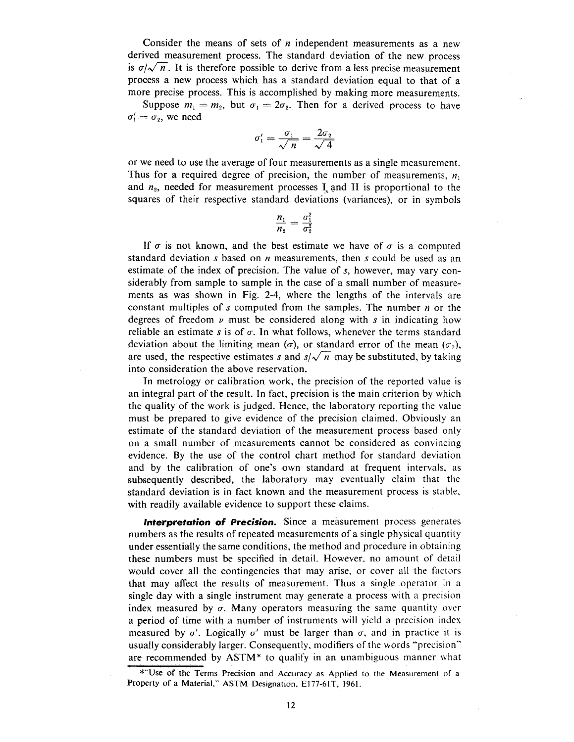Consider the means of sets of $n$ independent measurements as a new derived measurement process. The standard deviation of the new process is $\sigma/\sqrt{n}$. It is therefore possible to derive from a less precise measurement process a new process which has a standard deviation equal to that of a more precise process. This is accomplished by making more measurements.

Suppose $m_1 = m_2$, but $\sigma_1 = 2\sigma_2$. Then for a derived process to have $\sigma_1' = \sigma_2$, we need

$$\sigma_1' = \frac{\sigma_1}{\sqrt{n}} = \frac{2\sigma_2}{\sqrt{4}}$$

or we need to use the average of four measurements as a single measurement. Thus for a required degree of precision, the number of measurements, $n_1$ and $n_2$, needed for measurement processes I and II is proportional to the squares of their respective standard deviations (variances), or in symbols

$$\frac{n_1}{n_2} = \frac{\sigma_1^2}{\sigma_2^2}$$

If $\sigma$ is not known, and the best estimate we have of $\sigma$ is a computed standard deviation $s$ based on $n$ measurements, then $s$ could be used as an estimate of the index of precision. The value of $s$, however, may vary considerably from sample to sample in the case of a small number of measurements as was shown in Fig. 2-4, where the lengths of the intervals are constant multiples of $s$ computed from the samples. The number $n$ or the degrees of freedom $\nu$ must be considered along with $s$ in indicating how reliable an estimate $s$ is of $\sigma$. In what follows, whenever the terms standard deviation about the limiting mean ($\sigma$), or standard error of the mean ($\sigma_{\bar{x}}$), are used, the respective estimates $s$ and $s/\sqrt{n}$ may be substituted, by taking into consideration the above reservation.

In metrology or calibration work, the precision of the reported value is an integral part of the result. In fact, precision is the main criterion by which the quality of the work is judged. Hence, the laboratory reporting the value must be prepared to give evidence of the precision claimed. Obviously an estimate of the standard deviation of the measurement process based only on a small number of measurements cannot be considered as convincing evidence. By the use of the control chart method for standard deviation and by the calibration of one's own standard at frequent intervals, as subsequently described, the laboratory may eventually claim that the standard deviation is in fact known and the measurement process is stable, with readily available evidence to support these claims.

***Interpretation of Precision.*** Since a measurement process generates numbers as the results of repeated measurements of a single physical quantity under essentially the same conditions, the method and procedure in obtaining these numbers must be specified in detail. However, no amount of detail would cover all the contingencies that may arise, or cover all the factors that may affect the results of measurement. Thus a single operator in a single day with a single instrument may generate a process with a precision index measured by $\sigma$. Many operators measuring the same quantity over a period of time with a number of instruments will yield a precision index measured by $\sigma'$. Logically $\sigma'$ must be larger than $\sigma$, and in practice it is usually considerably larger. Consequently, modifiers of the words "precision" are recommended by ASTM* to qualify in an unambiguous manner what

*"Use of the Terms Precision and Accuracy as Applied to the Measurement of a Property of a Material," ASTM Designation, E177-61T, 1961.